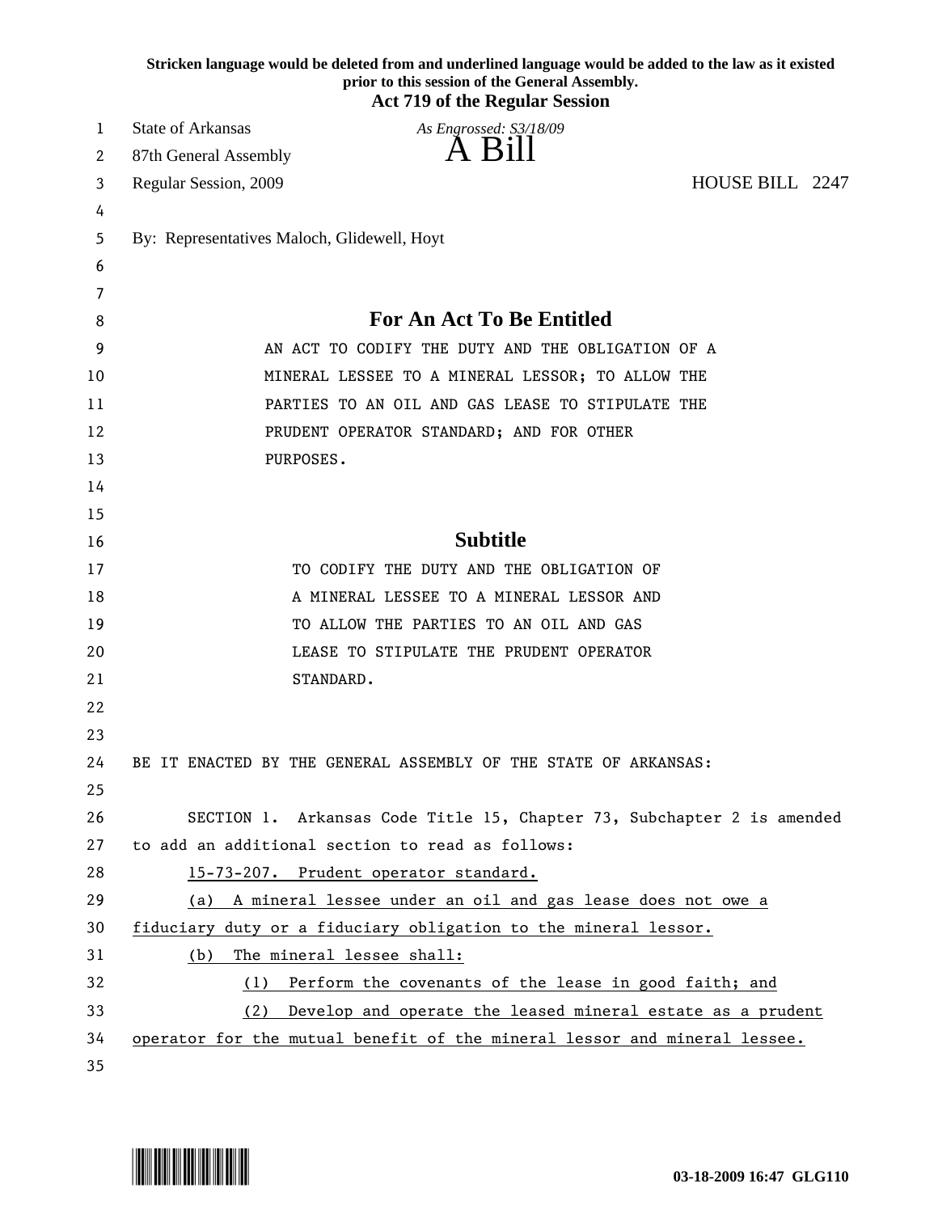**Stricken language would be deleted from and underlined language would be added to the law as it existed prior to this session of the General Assembly.**

**Act 719 of the Regular Session**

State of Arkansas *As Engrossed: S3/18/09*

87th General Assembly

# A Bill

Regular Session, 2009 HOUSE BILL 2247

By: Representatives Maloch, Glidewell, Hoyt

## For An Act To Be Entitled

AN ACT TO CODIFY THE DUTY AND THE OBLIGATION OF A MINERAL LESSEE TO A MINERAL LESSOR; TO ALLOW THE PARTIES TO AN OIL AND GAS LEASE TO STIPULATE THE PRUDENT OPERATOR STANDARD; AND FOR OTHER PURPOSES.

## Subtitle

TO CODIFY THE DUTY AND THE OBLIGATION OF A MINERAL LESSEE TO A MINERAL LESSOR AND TO ALLOW THE PARTIES TO AN OIL AND GAS LEASE TO STIPULATE THE PRUDENT OPERATOR STANDARD.

BE IT ENACTED BY THE GENERAL ASSEMBLY OF THE STATE OF ARKANSAS:

SECTION 1. Arkansas Code Title 15, Chapter 73, Subchapter 2 is amended to add an additional section to read as follows:

15-73-207. Prudent operator standard.

(a) A mineral lessee under an oil and gas lease does not owe a fiduciary duty or a fiduciary obligation to the mineral lessor.

(b) The mineral lessee shall:

(1) Perform the covenants of the lease in good faith; and

(2) Develop and operate the leased mineral estate as a prudent operator for the mutual benefit of the mineral lessor and mineral lessee.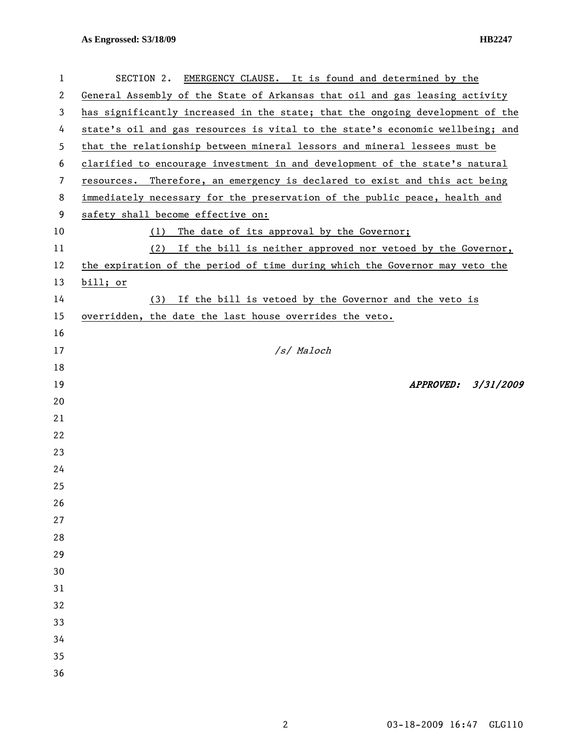SECTION 2. EMERGENCY CLAUSE. It is found and determined by the General Assembly of the State of Arkansas that oil and gas leasing activity has significantly increased in the state; that the ongoing development of the state's oil and gas resources is vital to the state's economic wellbeing; and that the relationship between mineral lessors and mineral lessees must be clarified to encourage investment in and development of the state's natural resources. Therefore, an emergency is declared to exist and this act being immediately necessary for the preservation of the public peace, health and safety shall become effective on:

(1) The date of its approval by the Governor;

(2) If the bill is neither approved nor vetoed by the Governor, the expiration of the period of time during which the Governor may veto the bill; or

(3) If the bill is vetoed by the Governor and the veto is overridden, the date the last house overrides the veto.

*/s/ Maloch*

***APPROVED: 3/31/2009***